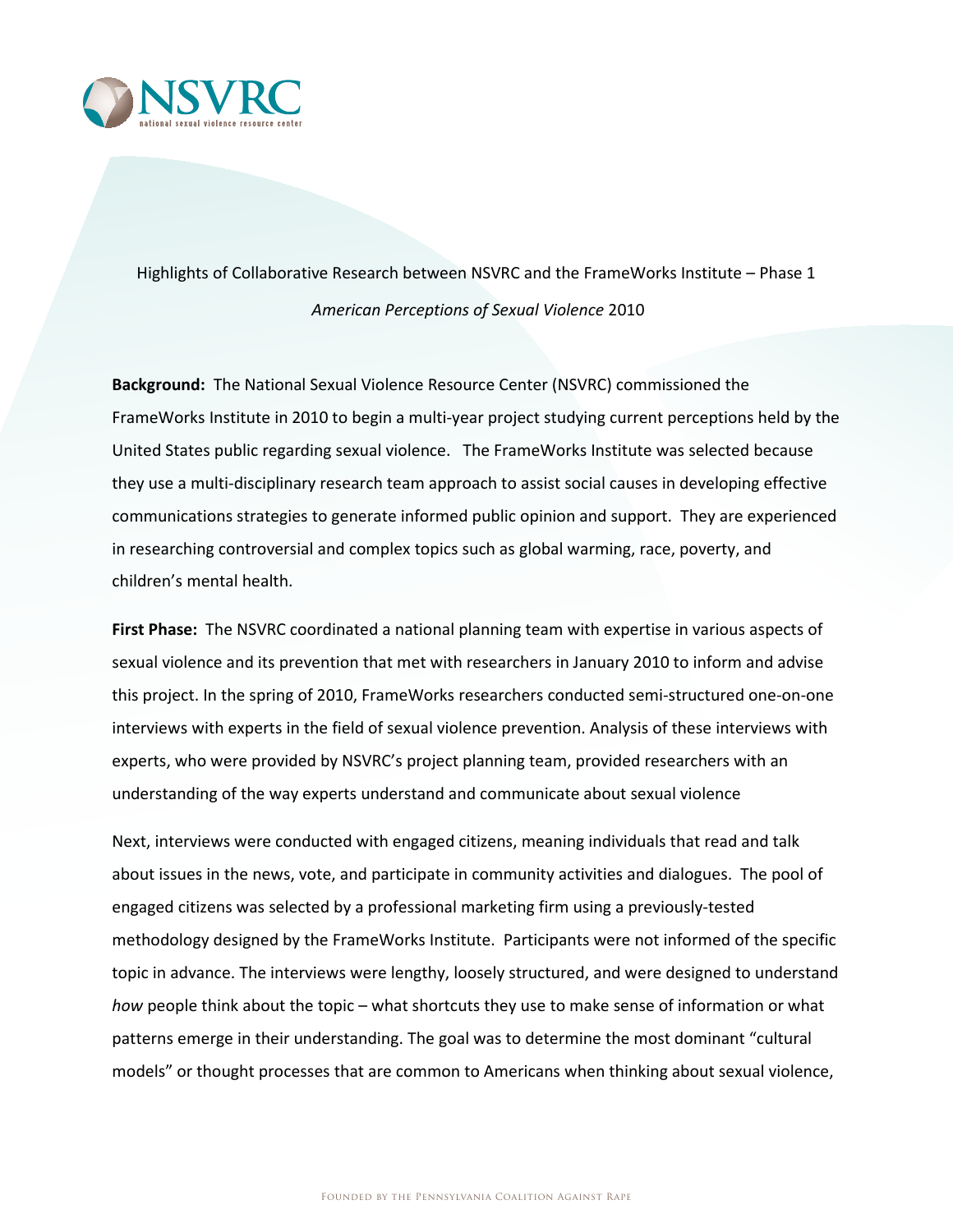Highlights of Collaborative Research between NSVRC and the FrameWorks Institute – Phase 1

*American Perceptions of Sexual Violence* 2010

**Background:** The National Sexual Violence Resource Center (NSVRC) commissioned the FrameWorks Institute in 2010 to begin a multi-year project studying current perceptions held by the United States public regarding sexual violence. The FrameWorks Institute was selected because they use a multi-disciplinary research team approach to assist social causes in developing effective communications strategies to generate informed public opinion and support. They are experienced in researching controversial and complex topics such as global warming, race, poverty, and children's mental health.

**First Phase:** The NSVRC coordinated a national planning team with expertise in various aspects of sexual violence and its prevention that met with researchers in January 2010 to inform and advise this project. In the spring of 2010, FrameWorks researchers conducted semi-structured one-on-one interviews with experts in the field of sexual violence prevention. Analysis of these interviews with experts, who were provided by NSVRC's project planning team, provided researchers with an understanding of the way experts understand and communicate about sexual violence

Next, interviews were conducted with engaged citizens, meaning individuals that read and talk about issues in the news, vote, and participate in community activities and dialogues. The pool of engaged citizens was selected by a professional marketing firm using a previously-tested methodology designed by the FrameWorks Institute. Participants were not informed of the specific topic in advance. The interviews were lengthy, loosely structured, and were designed to understand *how* people think about the topic – what shortcuts they use to make sense of information or what patterns emerge in their understanding. The goal was to determine the most dominant "cultural models" or thought processes that are common to Americans when thinking about sexual violence,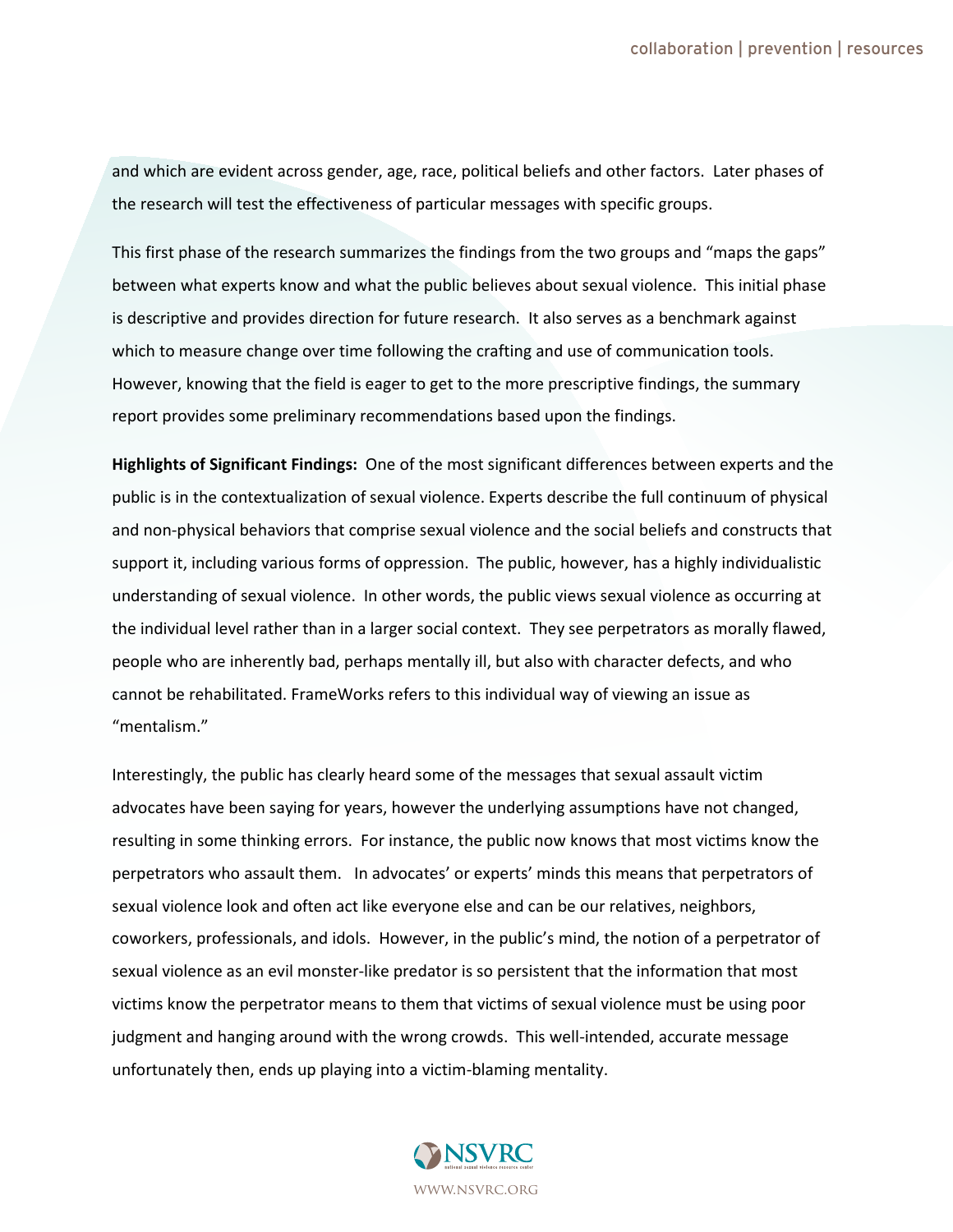and which are evident across gender, age, race, political beliefs and other factors. Later phases of the research will test the effectiveness of particular messages with specific groups.

This first phase of the research summarizes the findings from the two groups and "maps the gaps" between what experts know and what the public believes about sexual violence. This initial phase is descriptive and provides direction for future research. It also serves as a benchmark against which to measure change over time following the crafting and use of communication tools. However, knowing that the field is eager to get to the more prescriptive findings, the summary report provides some preliminary recommendations based upon the findings.

**Highlights of Significant Findings:** One of the most significant differences between experts and the public is in the contextualization of sexual violence. Experts describe the full continuum of physical and non-physical behaviors that comprise sexual violence and the social beliefs and constructs that support it, including various forms of oppression. The public, however, has a highly individualistic understanding of sexual violence. In other words, the public views sexual violence as occurring at the individual level rather than in a larger social context. They see perpetrators as morally flawed, people who are inherently bad, perhaps mentally ill, but also with character defects, and who cannot be rehabilitated. FrameWorks refers to this individual way of viewing an issue as "mentalism."

Interestingly, the public has clearly heard some of the messages that sexual assault victim advocates have been saying for years, however the underlying assumptions have not changed, resulting in some thinking errors. For instance, the public now knows that most victims know the perpetrators who assault them. In advocates' or experts' minds this means that perpetrators of sexual violence look and often act like everyone else and can be our relatives, neighbors, coworkers, professionals, and idols. However, in the public's mind, the notion of a perpetrator of sexual violence as an evil monster-like predator is so persistent that the information that most victims know the perpetrator means to them that victims of sexual violence must be using poor judgment and hanging around with the wrong crowds. This well-intended, accurate message unfortunately then, ends up playing into a victim-blaming mentality.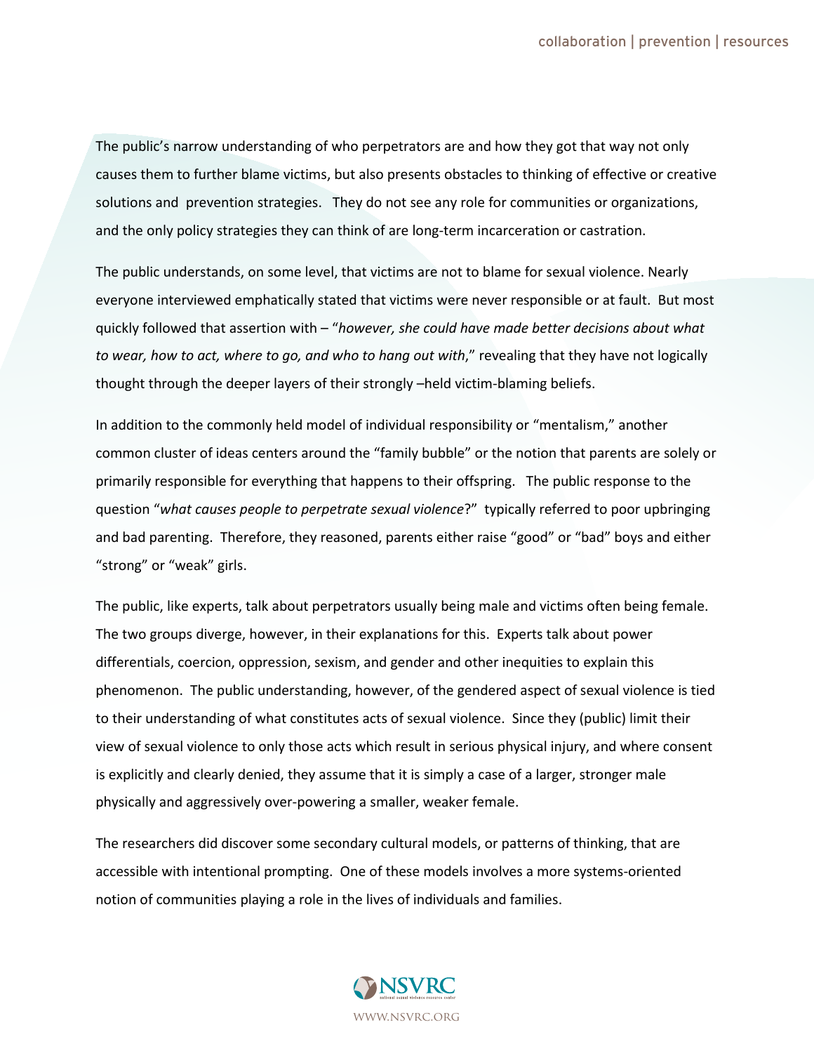The public's narrow understanding of who perpetrators are and how they got that way not only causes them to further blame victims, but also presents obstacles to thinking of effective or creative solutions and prevention strategies. They do not see any role for communities or organizations, and the only policy strategies they can think of are long-term incarceration or castration.

The public understands, on some level, that victims are not to blame for sexual violence. Nearly everyone interviewed emphatically stated that victims were never responsible or at fault. But most quickly followed that assertion with – "*however, she could have made better decisions about what to wear, how to act, where to go, and who to hang out with*," revealing that they have not logically thought through the deeper layers of their strongly –held victim-blaming beliefs.

In addition to the commonly held model of individual responsibility or "mentalism," another common cluster of ideas centers around the "family bubble" or the notion that parents are solely or primarily responsible for everything that happens to their offspring. The public response to the question "*what causes people to perpetrate sexual violence*?" typically referred to poor upbringing and bad parenting. Therefore, they reasoned, parents either raise "good" or "bad" boys and either "strong" or "weak" girls.

The public, like experts, talk about perpetrators usually being male and victims often being female. The two groups diverge, however, in their explanations for this. Experts talk about power differentials, coercion, oppression, sexism, and gender and other inequities to explain this phenomenon. The public understanding, however, of the gendered aspect of sexual violence is tied to their understanding of what constitutes acts of sexual violence. Since they (public) limit their view of sexual violence to only those acts which result in serious physical injury, and where consent is explicitly and clearly denied, they assume that it is simply a case of a larger, stronger male physically and aggressively over-powering a smaller, weaker female.

The researchers did discover some secondary cultural models, or patterns of thinking, that are accessible with intentional prompting. One of these models involves a more systems-oriented notion of communities playing a role in the lives of individuals and families.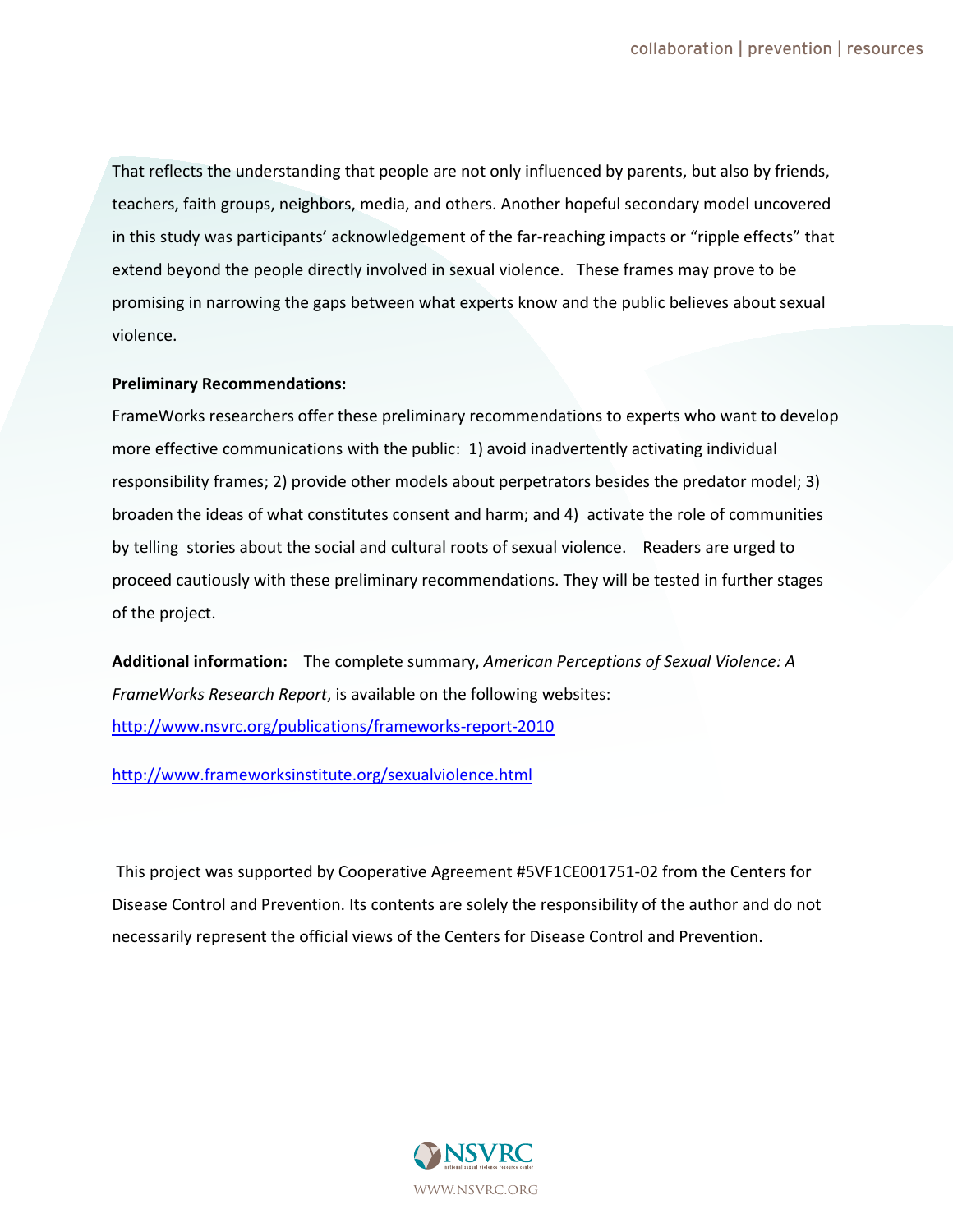That reflects the understanding that people are not only influenced by parents, but also by friends, teachers, faith groups, neighbors, media, and others. Another hopeful secondary model uncovered in this study was participants' acknowledgement of the far-reaching impacts or "ripple effects" that extend beyond the people directly involved in sexual violence. These frames may prove to be promising in narrowing the gaps between what experts know and the public believes about sexual violence.

**Preliminary Recommendations:**

FrameWorks researchers offer these preliminary recommendations to experts who want to develop more effective communications with the public: 1) avoid inadvertently activating individual responsibility frames; 2) provide other models about perpetrators besides the predator model; 3) broaden the ideas of what constitutes consent and harm; and 4) activate the role of communities by telling stories about the social and cultural roots of sexual violence. Readers are urged to proceed cautiously with these preliminary recommendations. They will be tested in further stages of the project.

**Additional information:** The complete summary, *American Perceptions of Sexual Violence: A FrameWorks Research Report*, is available on the following websites:

http://www.nsvrc.org/publications/frameworks-report-2010

http://www.frameworksinstitute.org/sexualviolence.html

This project was supported by Cooperative Agreement #5VF1CE001751-02 from the Centers for Disease Control and Prevention. Its contents are solely the responsibility of the author and do not necessarily represent the official views of the Centers for Disease Control and Prevention.